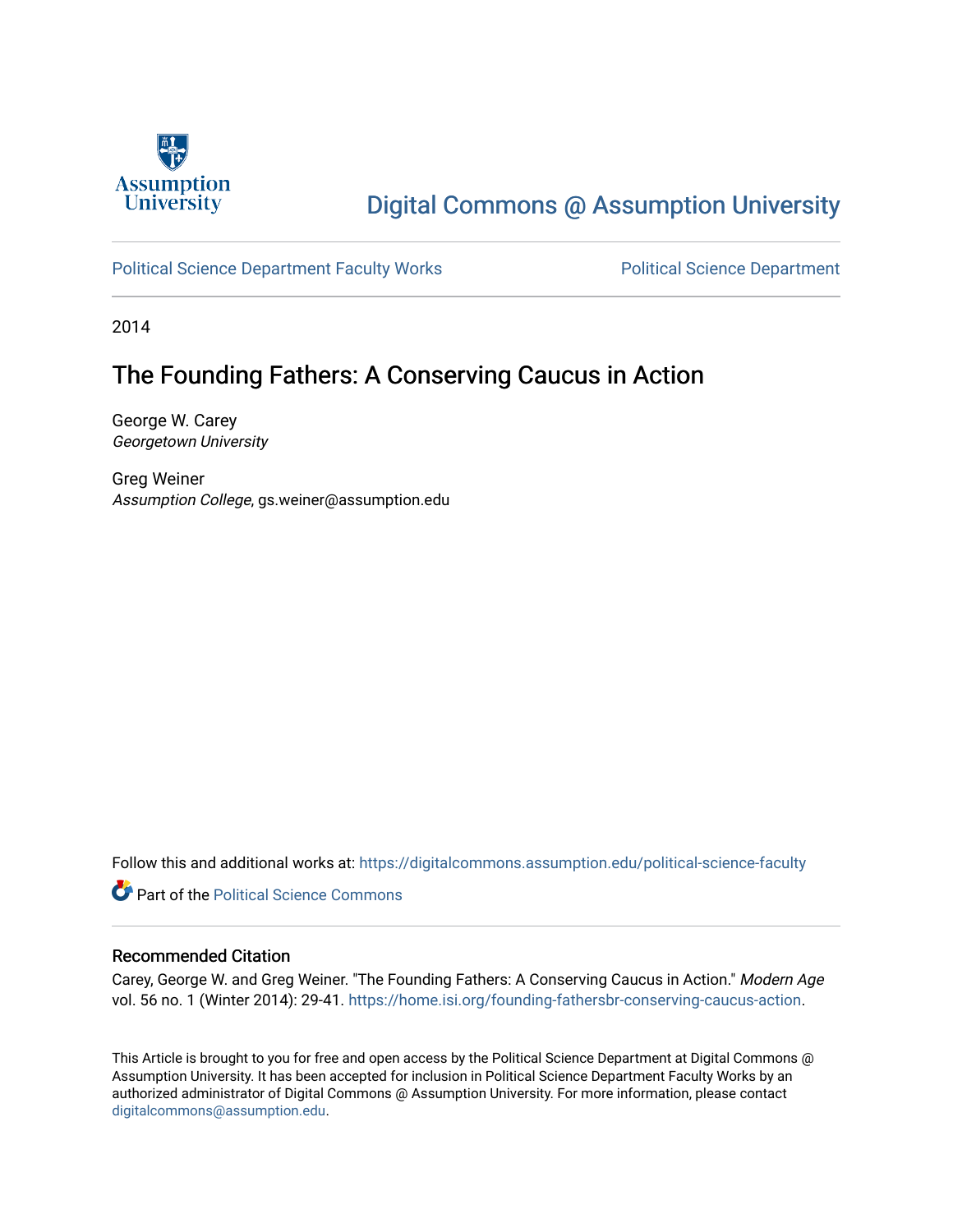Assumption University

# Digital Commons @ Assumption University

Political Science Department Faculty Works

Political Science Department

2014

## The Founding Fathers: A Conserving Caucus in Action

George W. Carey
*Georgetown University*

Greg Weiner
*Assumption College*, gs.weiner@assumption.edu

Follow this and additional works at: https://digitalcommons.assumption.edu/political-science-faculty

Part of the Political Science Commons

### Recommended Citation

Carey, George W. and Greg Weiner. "The Founding Fathers: A Conserving Caucus in Action." *Modern Age* vol. 56 no. 1 (Winter 2014): 29-41. https://home.isi.org/founding-fathersbr-conserving-caucus-action.

This Article is brought to you for free and open access by the Political Science Department at Digital Commons @ Assumption University. It has been accepted for inclusion in Political Science Department Faculty Works by an authorized administrator of Digital Commons @ Assumption University. For more information, please contact digitalcommons@assumption.edu.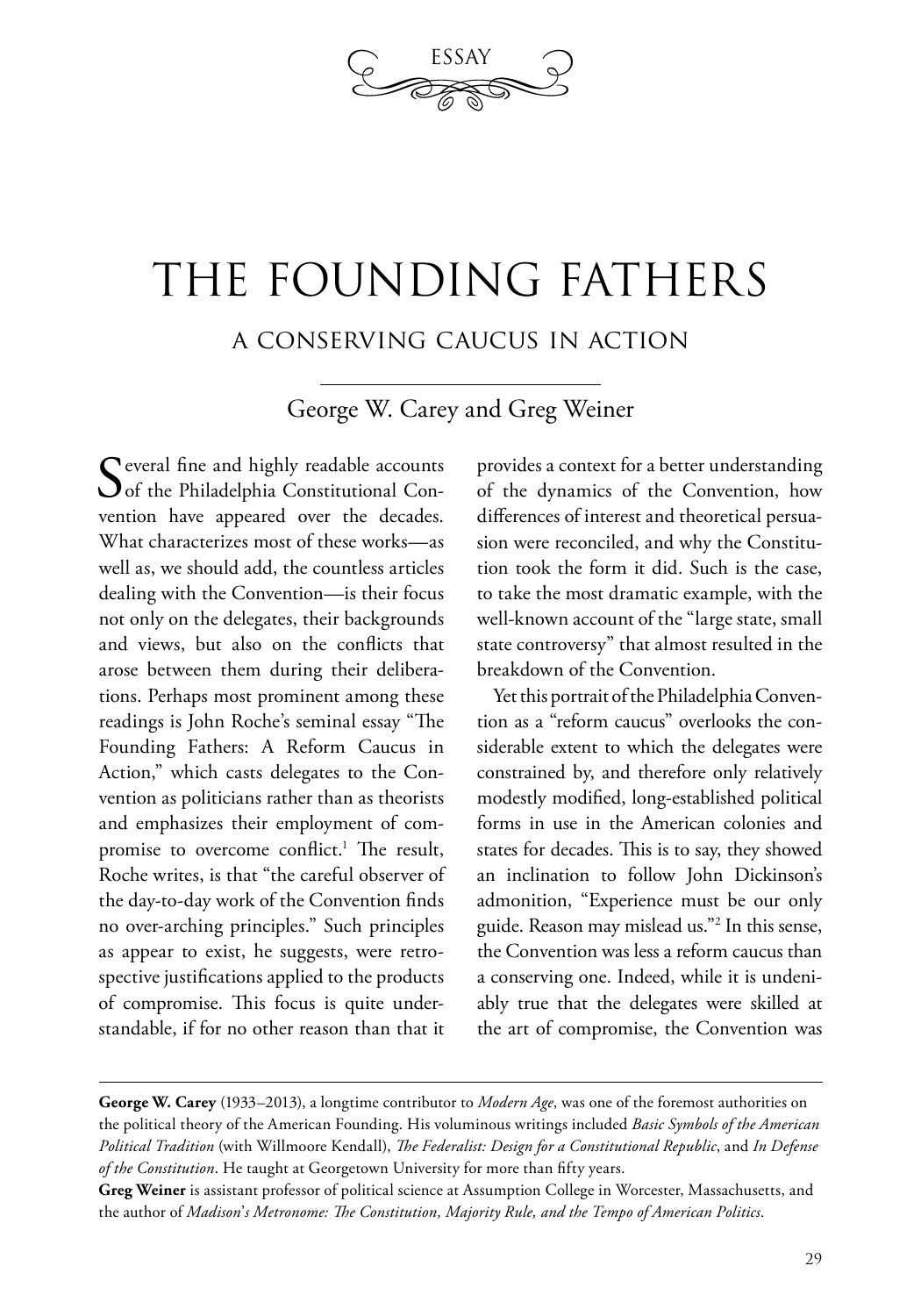ESSAY

# THE FOUNDING FATHERS

## A CONSERVING CAUCUS IN ACTION

George W. Carey and Greg Weiner

Several fine and highly readable accounts of the Philadelphia Constitutional Convention have appeared over the decades. What characterizes most of these works—as well as, we should add, the countless articles dealing with the Convention—is their focus not only on the delegates, their backgrounds and views, but also on the conflicts that arose between them during their deliberations. Perhaps most prominent among these readings is John Roche's seminal essay "The Founding Fathers: A Reform Caucus in Action," which casts delegates to the Convention as politicians rather than as theorists and emphasizes their employment of compromise to overcome conflict.[1] The result, Roche writes, is that "the careful observer of the day-to-day work of the Convention finds no over-arching principles." Such principles as appear to exist, he suggests, were retrospective justifications applied to the products of compromise. This focus is quite understandable, if for no other reason than that it provides a context for a better understanding of the dynamics of the Convention, how differences of interest and theoretical persuasion were reconciled, and why the Constitution took the form it did. Such is the case, to take the most dramatic example, with the well-known account of the "large state, small state controversy" that almost resulted in the breakdown of the Convention.

Yet this portrait of the Philadelphia Convention as a "reform caucus" overlooks the considerable extent to which the delegates were constrained by, and therefore only relatively modestly modified, long-established political forms in use in the American colonies and states for decades. This is to say, they showed an inclination to follow John Dickinson's admonition, "Experience must be our only guide. Reason may mislead us."[2] In this sense, the Convention was less a reform caucus than a conserving one. Indeed, while it is undeniably true that the delegates were skilled at the art of compromise, the Convention was

---

**George W. Carey** (1933–2013), a longtime contributor to *Modern Age*, was one of the foremost authorities on the political theory of the American Founding. His voluminous writings included *Basic Symbols of the American Political Tradition* (with Willmoore Kendall), *The Federalist: Design for a Constitutional Republic*, and *In Defense of the Constitution*. He taught at Georgetown University for more than fifty years.

**Greg Weiner** is assistant professor of political science at Assumption College in Worcester, Massachusetts, and the author of *Madison's Metronome: The Constitution, Majority Rule, and the Tempo of American Politics*.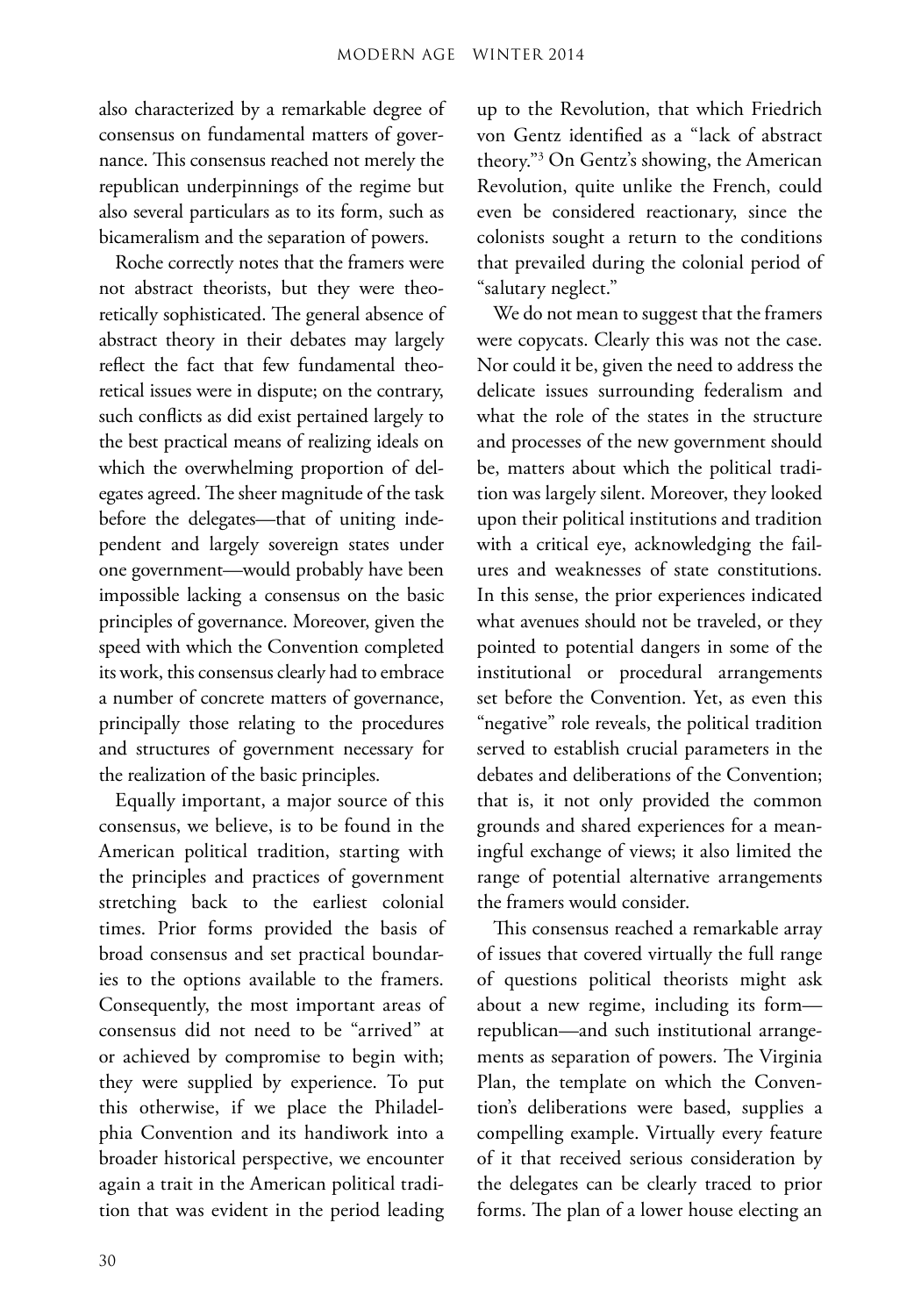also characterized by a remarkable degree of consensus on fundamental matters of governance. This consensus reached not merely the republican underpinnings of the regime but also several particulars as to its form, such as bicameralism and the separation of powers.

Roche correctly notes that the framers were not abstract theorists, but they were theoretically sophisticated. The general absence of abstract theory in their debates may largely reflect the fact that few fundamental theoretical issues were in dispute; on the contrary, such conflicts as did exist pertained largely to the best practical means of realizing ideals on which the overwhelming proportion of delegates agreed. The sheer magnitude of the task before the delegates—that of uniting independent and largely sovereign states under one government—would probably have been impossible lacking a consensus on the basic principles of governance. Moreover, given the speed with which the Convention completed its work, this consensus clearly had to embrace a number of concrete matters of governance, principally those relating to the procedures and structures of government necessary for the realization of the basic principles.

Equally important, a major source of this consensus, we believe, is to be found in the American political tradition, starting with the principles and practices of government stretching back to the earliest colonial times. Prior forms provided the basis of broad consensus and set practical boundaries to the options available to the framers. Consequently, the most important areas of consensus did not need to be "arrived" at or achieved by compromise to begin with; they were supplied by experience. To put this otherwise, if we place the Philadelphia Convention and its handiwork into a broader historical perspective, we encounter again a trait in the American political tradition that was evident in the period leading up to the Revolution, that which Friedrich von Gentz identified as a "lack of abstract theory."[3] On Gentz's showing, the American Revolution, quite unlike the French, could even be considered reactionary, since the colonists sought a return to the conditions that prevailed during the colonial period of "salutary neglect."

We do not mean to suggest that the framers were copycats. Clearly this was not the case. Nor could it be, given the need to address the delicate issues surrounding federalism and what the role of the states in the structure and processes of the new government should be, matters about which the political tradition was largely silent. Moreover, they looked upon their political institutions and tradition with a critical eye, acknowledging the failures and weaknesses of state constitutions. In this sense, the prior experiences indicated what avenues should not be traveled, or they pointed to potential dangers in some of the institutional or procedural arrangements set before the Convention. Yet, as even this "negative" role reveals, the political tradition served to establish crucial parameters in the debates and deliberations of the Convention; that is, it not only provided the common grounds and shared experiences for a meaningful exchange of views; it also limited the range of potential alternative arrangements the framers would consider.

This consensus reached a remarkable array of issues that covered virtually the full range of questions political theorists might ask about a new regime, including its form—republican—and such institutional arrangements as separation of powers. The Virginia Plan, the template on which the Convention's deliberations were based, supplies a compelling example. Virtually every feature of it that received serious consideration by the delegates can be clearly traced to prior forms. The plan of a lower house electing an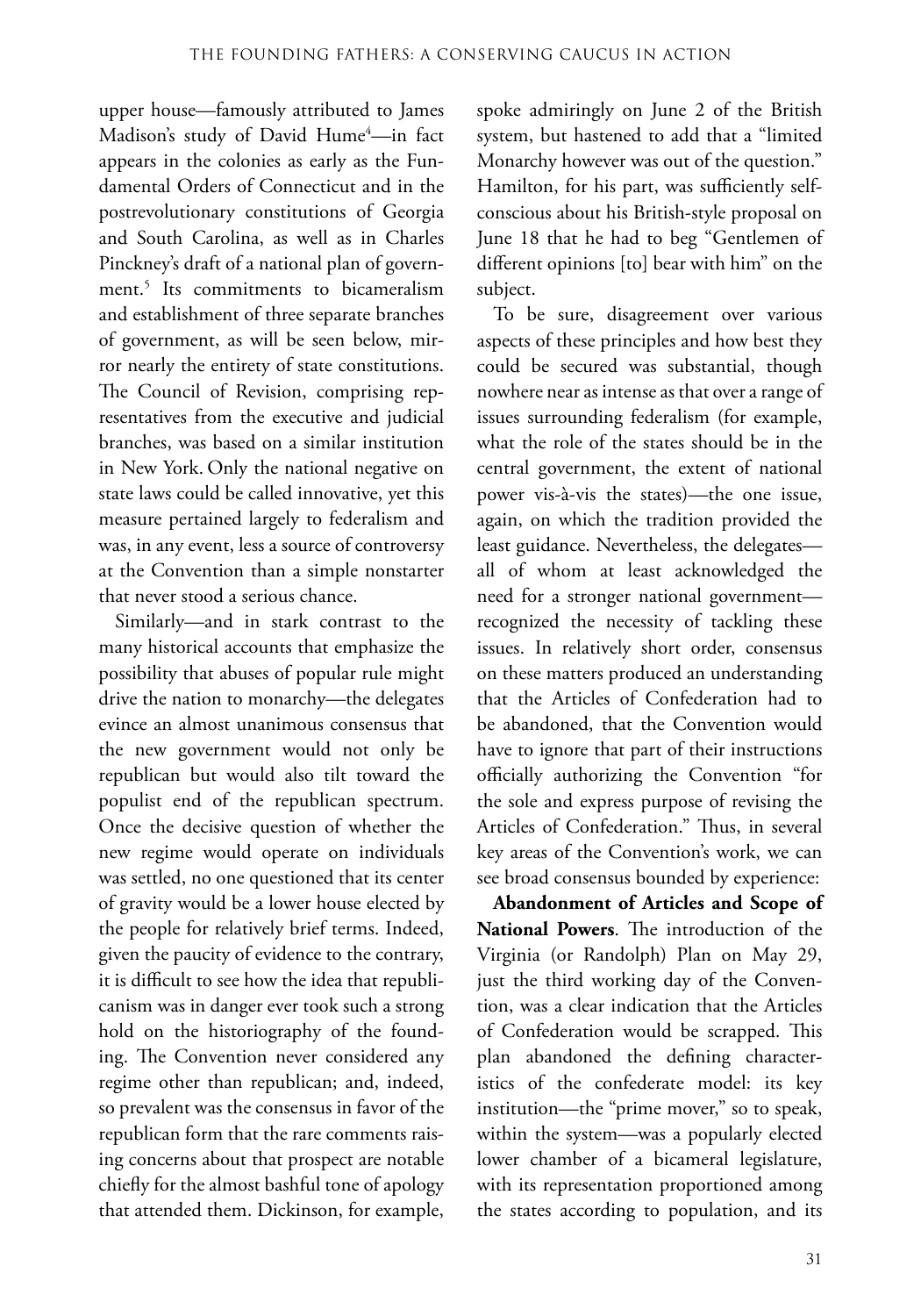upper house—famously attributed to James Madison's study of David Hume[4]—in fact appears in the colonies as early as the Fundamental Orders of Connecticut and in the postrevolutionary constitutions of Georgia and South Carolina, as well as in Charles Pinckney's draft of a national plan of government.[5] Its commitments to bicameralism and establishment of three separate branches of government, as will be seen below, mirror nearly the entirety of state constitutions. The Council of Revision, comprising representatives from the executive and judicial branches, was based on a similar institution in New York. Only the national negative on state laws could be called innovative, yet this measure pertained largely to federalism and was, in any event, less a source of controversy at the Convention than a simple nonstarter that never stood a serious chance.

Similarly—and in stark contrast to the many historical accounts that emphasize the possibility that abuses of popular rule might drive the nation to monarchy—the delegates evince an almost unanimous consensus that the new government would not only be republican but would also tilt toward the populist end of the republican spectrum. Once the decisive question of whether the new regime would operate on individuals was settled, no one questioned that its center of gravity would be a lower house elected by the people for relatively brief terms. Indeed, given the paucity of evidence to the contrary, it is difficult to see how the idea that republicanism was in danger ever took such a strong hold on the historiography of the founding. The Convention never considered any regime other than republican; and, indeed, so prevalent was the consensus in favor of the republican form that the rare comments raising concerns about that prospect are notable chiefly for the almost bashful tone of apology that attended them. Dickinson, for example, spoke admiringly on June 2 of the British system, but hastened to add that a "limited Monarchy however was out of the question." Hamilton, for his part, was sufficiently self-conscious about his British-style proposal on June 18 that he had to beg "Gentlemen of different opinions [to] bear with him" on the subject.

To be sure, disagreement over various aspects of these principles and how best they could be secured was substantial, though nowhere near as intense as that over a range of issues surrounding federalism (for example, what the role of the states should be in the central government, the extent of national power vis-à-vis the states)—the one issue, again, on which the tradition provided the least guidance. Nevertheless, the delegates—all of whom at least acknowledged the need for a stronger national government—recognized the necessity of tackling these issues. In relatively short order, consensus on these matters produced an understanding that the Articles of Confederation had to be abandoned, that the Convention would have to ignore that part of their instructions officially authorizing the Convention "for the sole and express purpose of revising the Articles of Confederation." Thus, in several key areas of the Convention's work, we can see broad consensus bounded by experience:

**Abandonment of Articles and Scope of National Powers**. The introduction of the Virginia (or Randolph) Plan on May 29, just the third working day of the Convention, was a clear indication that the Articles of Confederation would be scrapped. This plan abandoned the defining characteristics of the confederate model: its key institution—the "prime mover," so to speak, within the system—was a popularly elected lower chamber of a bicameral legislature, with its representation proportioned among the states according to population, and its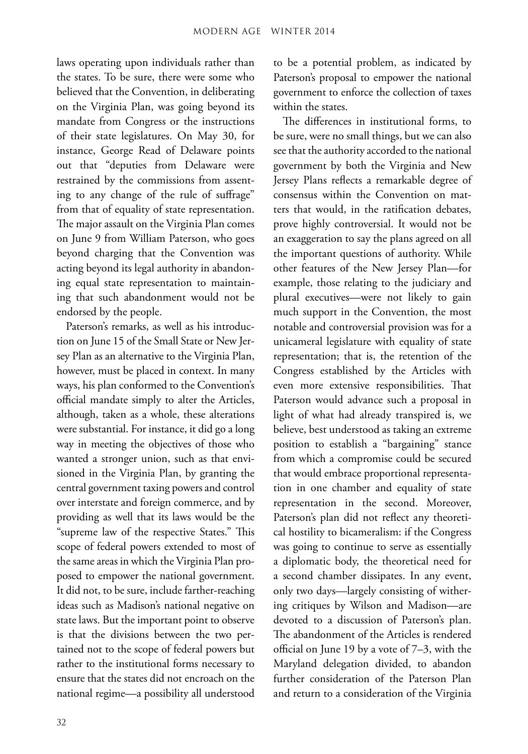laws operating upon individuals rather than the states. To be sure, there were some who believed that the Convention, in deliberating on the Virginia Plan, was going beyond its mandate from Congress or the instructions of their state legislatures. On May 30, for instance, George Read of Delaware points out that "deputies from Delaware were restrained by the commissions from assenting to any change of the rule of suffrage" from that of equality of state representation. The major assault on the Virginia Plan comes on June 9 from William Paterson, who goes beyond charging that the Convention was acting beyond its legal authority in abandoning equal state representation to maintaining that such abandonment would not be endorsed by the people.

Paterson's remarks, as well as his introduction on June 15 of the Small State or New Jersey Plan as an alternative to the Virginia Plan, however, must be placed in context. In many ways, his plan conformed to the Convention's official mandate simply to alter the Articles, although, taken as a whole, these alterations were substantial. For instance, it did go a long way in meeting the objectives of those who wanted a stronger union, such as that envisioned in the Virginia Plan, by granting the central government taxing powers and control over interstate and foreign commerce, and by providing as well that its laws would be the "supreme law of the respective States." This scope of federal powers extended to most of the same areas in which the Virginia Plan proposed to empower the national government. It did not, to be sure, include farther-reaching ideas such as Madison's national negative on state laws. But the important point to observe is that the divisions between the two pertained not to the scope of federal powers but rather to the institutional forms necessary to ensure that the states did not encroach on the national regime—a possibility all understood to be a potential problem, as indicated by Paterson's proposal to empower the national government to enforce the collection of taxes within the states.

The differences in institutional forms, to be sure, were no small things, but we can also see that the authority accorded to the national government by both the Virginia and New Jersey Plans reflects a remarkable degree of consensus within the Convention on matters that would, in the ratification debates, prove highly controversial. It would not be an exaggeration to say the plans agreed on all the important questions of authority. While other features of the New Jersey Plan—for example, those relating to the judiciary and plural executives—were not likely to gain much support in the Convention, the most notable and controversial provision was for a unicameral legislature with equality of state representation; that is, the retention of the Congress established by the Articles with even more extensive responsibilities. That Paterson would advance such a proposal in light of what had already transpired is, we believe, best understood as taking an extreme position to establish a "bargaining" stance from which a compromise could be secured that would embrace proportional representation in one chamber and equality of state representation in the second. Moreover, Paterson's plan did not reflect any theoretical hostility to bicameralism: if the Congress was going to continue to serve as essentially a diplomatic body, the theoretical need for a second chamber dissipates. In any event, only two days—largely consisting of withering critiques by Wilson and Madison—are devoted to a discussion of Paterson's plan. The abandonment of the Articles is rendered official on June 19 by a vote of 7–3, with the Maryland delegation divided, to abandon further consideration of the Paterson Plan and return to a consideration of the Virginia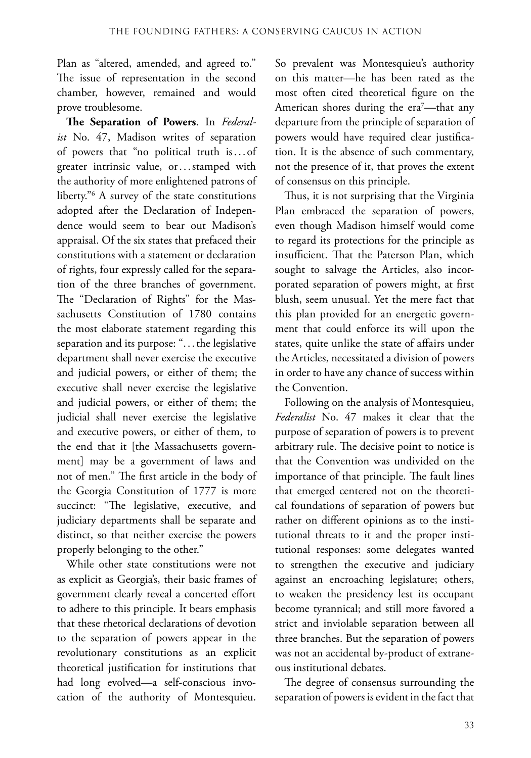Plan as "altered, amended, and agreed to." The issue of representation in the second chamber, however, remained and would prove troublesome.

**The Separation of Powers**. In *Federalist* No. 47, Madison writes of separation of powers that "no political truth is…of greater intrinsic value, or…stamped with the authority of more enlightened patrons of liberty."[6] A survey of the state constitutions adopted after the Declaration of Independence would seem to bear out Madison's appraisal. Of the six states that prefaced their constitutions with a statement or declaration of rights, four expressly called for the separation of the three branches of government. The "Declaration of Rights" for the Massachusetts Constitution of 1780 contains the most elaborate statement regarding this separation and its purpose: "…the legislative department shall never exercise the executive and judicial powers, or either of them; the executive shall never exercise the legislative and judicial powers, or either of them; the judicial shall never exercise the legislative and executive powers, or either of them, to the end that it [the Massachusetts government] may be a government of laws and not of men." The first article in the body of the Georgia Constitution of 1777 is more succinct: "The legislative, executive, and judiciary departments shall be separate and distinct, so that neither exercise the powers properly belonging to the other."

While other state constitutions were not as explicit as Georgia's, their basic frames of government clearly reveal a concerted effort to adhere to this principle. It bears emphasis that these rhetorical declarations of devotion to the separation of powers appear in the revolutionary constitutions as an explicit theoretical justification for institutions that had long evolved—a self-conscious invocation of the authority of Montesquieu. So prevalent was Montesquieu's authority on this matter—he has been rated as the most often cited theoretical figure on the American shores during the era[7]—that any departure from the principle of separation of powers would have required clear justification. It is the absence of such commentary, not the presence of it, that proves the extent of consensus on this principle.

Thus, it is not surprising that the Virginia Plan embraced the separation of powers, even though Madison himself would come to regard its protections for the principle as insufficient. That the Paterson Plan, which sought to salvage the Articles, also incorporated separation of powers might, at first blush, seem unusual. Yet the mere fact that this plan provided for an energetic government that could enforce its will upon the states, quite unlike the state of affairs under the Articles, necessitated a division of powers in order to have any chance of success within the Convention.

Following on the analysis of Montesquieu, *Federalist* No. 47 makes it clear that the purpose of separation of powers is to prevent arbitrary rule. The decisive point to notice is that the Convention was undivided on the importance of that principle. The fault lines that emerged centered not on the theoretical foundations of separation of powers but rather on different opinions as to the institutional threats to it and the proper institutional responses: some delegates wanted to strengthen the executive and judiciary against an encroaching legislature; others, to weaken the presidency lest its occupant become tyrannical; and still more favored a strict and inviolable separation between all three branches. But the separation of powers was not an accidental by-product of extraneous institutional debates.

The degree of consensus surrounding the separation of powers is evident in the fact that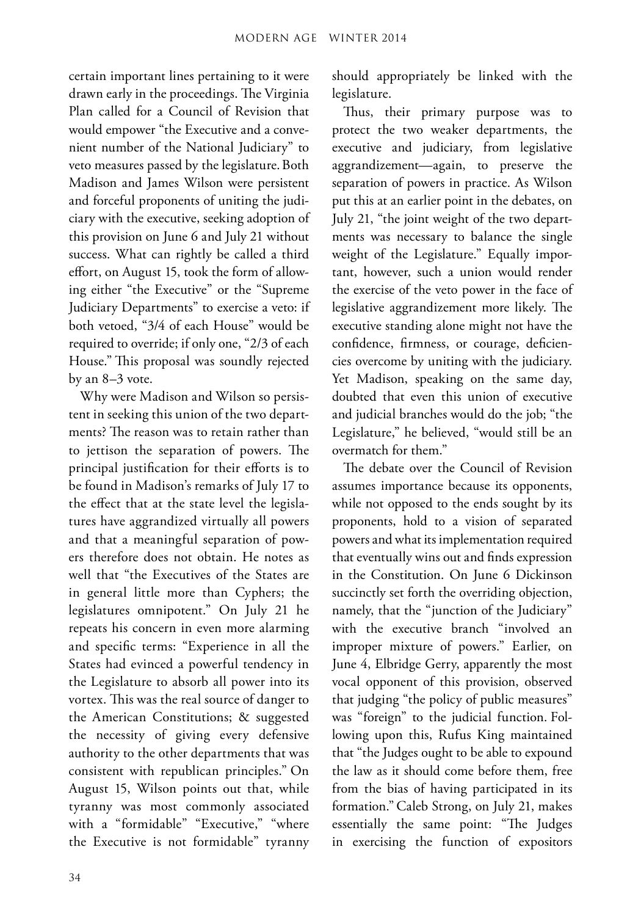certain important lines pertaining to it were drawn early in the proceedings. The Virginia Plan called for a Council of Revision that would empower "the Executive and a convenient number of the National Judiciary" to veto measures passed by the legislature. Both Madison and James Wilson were persistent and forceful proponents of uniting the judiciary with the executive, seeking adoption of this provision on June 6 and July 21 without success. What can rightly be called a third effort, on August 15, took the form of allowing either "the Executive" or the "Supreme Judiciary Departments" to exercise a veto: if both vetoed, "3/4 of each House" would be required to override; if only one, "2/3 of each House." This proposal was soundly rejected by an 8–3 vote.

Why were Madison and Wilson so persistent in seeking this union of the two departments? The reason was to retain rather than to jettison the separation of powers. The principal justification for their efforts is to be found in Madison's remarks of July 17 to the effect that at the state level the legislatures have aggrandized virtually all powers and that a meaningful separation of powers therefore does not obtain. He notes as well that "the Executives of the States are in general little more than Cyphers; the legislatures omnipotent." On July 21 he repeats his concern in even more alarming and specific terms: "Experience in all the States had evinced a powerful tendency in the Legislature to absorb all power into its vortex. This was the real source of danger to the American Constitutions; & suggested the necessity of giving every defensive authority to the other departments that was consistent with republican principles." On August 15, Wilson points out that, while tyranny was most commonly associated with a "formidable" "Executive," "where the Executive is not formidable" tyranny should appropriately be linked with the legislature.

Thus, their primary purpose was to protect the two weaker departments, the executive and judiciary, from legislative aggrandizement—again, to preserve the separation of powers in practice. As Wilson put this at an earlier point in the debates, on July 21, "the joint weight of the two departments was necessary to balance the single weight of the Legislature." Equally important, however, such a union would render the exercise of the veto power in the face of legislative aggrandizement more likely. The executive standing alone might not have the confidence, firmness, or courage, deficiencies overcome by uniting with the judiciary. Yet Madison, speaking on the same day, doubted that even this union of executive and judicial branches would do the job; "the Legislature," he believed, "would still be an overmatch for them."

The debate over the Council of Revision assumes importance because its opponents, while not opposed to the ends sought by its proponents, hold to a vision of separated powers and what its implementation required that eventually wins out and finds expression in the Constitution. On June 6 Dickinson succinctly set forth the overriding objection, namely, that the "junction of the Judiciary" with the executive branch "involved an improper mixture of powers." Earlier, on June 4, Elbridge Gerry, apparently the most vocal opponent of this provision, observed that judging "the policy of public measures" was "foreign" to the judicial function. Following upon this, Rufus King maintained that "the Judges ought to be able to expound the law as it should come before them, free from the bias of having participated in its formation." Caleb Strong, on July 21, makes essentially the same point: "The Judges in exercising the function of expositors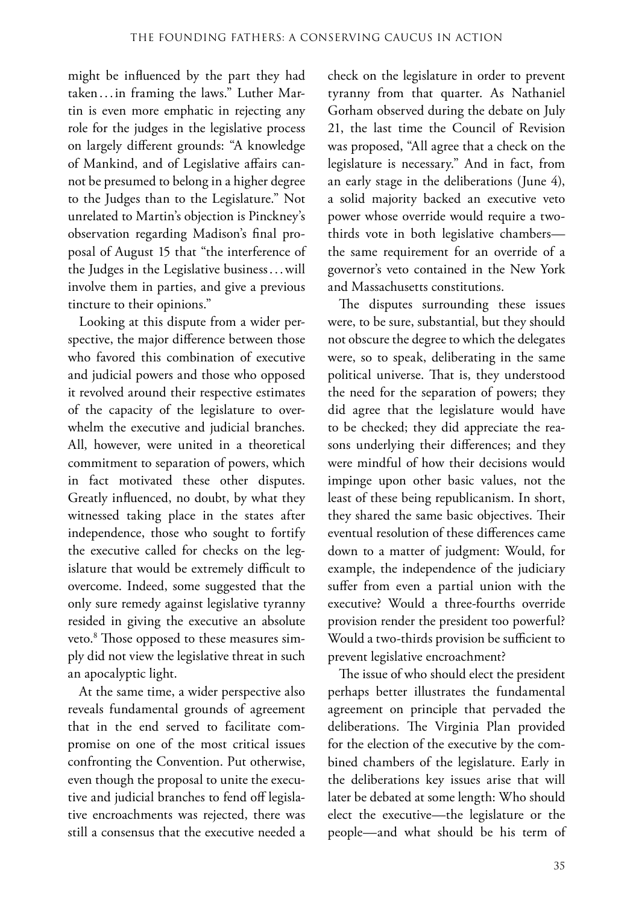might be influenced by the part they had taken . . . in framing the laws." Luther Martin is even more emphatic in rejecting any role for the judges in the legislative process on largely different grounds: "A knowledge of Mankind, and of Legislative affairs cannot be presumed to belong in a higher degree to the Judges than to the Legislature." Not unrelated to Martin's objection is Pinckney's observation regarding Madison's final proposal of August 15 that "the interference of the Judges in the Legislative business . . . will involve them in parties, and give a previous tincture to their opinions."

Looking at this dispute from a wider perspective, the major difference between those who favored this combination of executive and judicial powers and those who opposed it revolved around their respective estimates of the capacity of the legislature to overwhelm the executive and judicial branches. All, however, were united in a theoretical commitment to separation of powers, which in fact motivated these other disputes. Greatly influenced, no doubt, by what they witnessed taking place in the states after independence, those who sought to fortify the executive called for checks on the legislature that would be extremely difficult to overcome. Indeed, some suggested that the only sure remedy against legislative tyranny resided in giving the executive an absolute veto.[8] Those opposed to these measures simply did not view the legislative threat in such an apocalyptic light.

At the same time, a wider perspective also reveals fundamental grounds of agreement that in the end served to facilitate compromise on one of the most critical issues confronting the Convention. Put otherwise, even though the proposal to unite the executive and judicial branches to fend off legislative encroachments was rejected, there was still a consensus that the executive needed a check on the legislature in order to prevent tyranny from that quarter. As Nathaniel Gorham observed during the debate on July 21, the last time the Council of Revision was proposed, "All agree that a check on the legislature is necessary." And in fact, from an early stage in the deliberations (June 4), a solid majority backed an executive veto power whose override would require a two-thirds vote in both legislative chambers—the same requirement for an override of a governor's veto contained in the New York and Massachusetts constitutions.

The disputes surrounding these issues were, to be sure, substantial, but they should not obscure the degree to which the delegates were, so to speak, deliberating in the same political universe. That is, they understood the need for the separation of powers; they did agree that the legislature would have to be checked; they did appreciate the reasons underlying their differences; and they were mindful of how their decisions would impinge upon other basic values, not the least of these being republicanism. In short, they shared the same basic objectives. Their eventual resolution of these differences came down to a matter of judgment: Would, for example, the independence of the judiciary suffer from even a partial union with the executive? Would a three-fourths override provision render the president too powerful? Would a two-thirds provision be sufficient to prevent legislative encroachment?

The issue of who should elect the president perhaps better illustrates the fundamental agreement on principle that pervaded the deliberations. The Virginia Plan provided for the election of the executive by the combined chambers of the legislature. Early in the deliberations key issues arise that will later be debated at some length: Who should elect the executive—the legislature or the people—and what should be his term of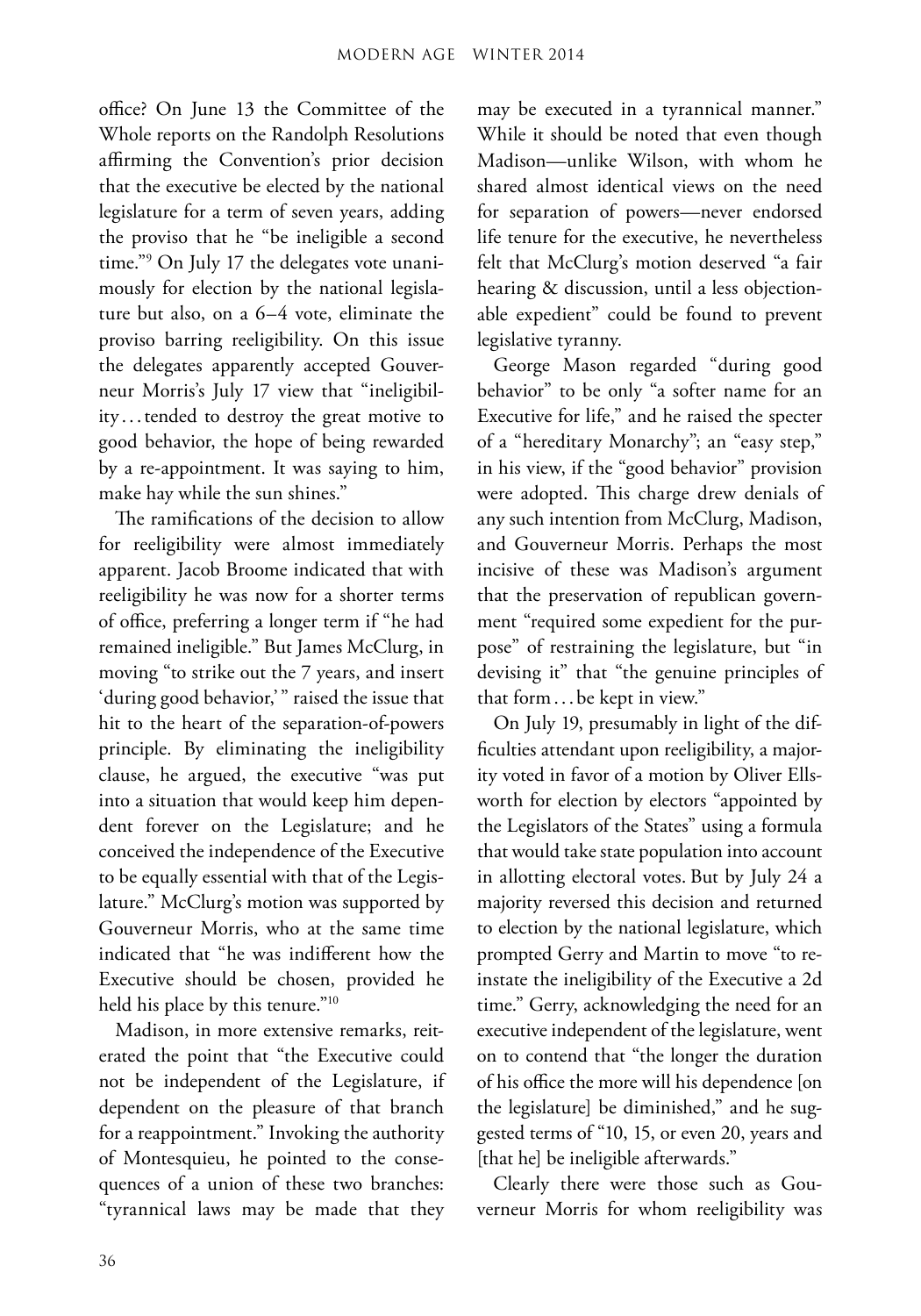office? On June 13 the Committee of the Whole reports on the Randolph Resolutions affirming the Convention's prior decision that the executive be elected by the national legislature for a term of seven years, adding the proviso that he "be ineligible a second time."[9] On July 17 the delegates vote unanimously for election by the national legislature but also, on a 6–4 vote, eliminate the proviso barring reeligibility. On this issue the delegates apparently accepted Gouverneur Morris's July 17 view that "ineligibility . . . tended to destroy the great motive to good behavior, the hope of being rewarded by a re-appointment. It was saying to him, make hay while the sun shines."

The ramifications of the decision to allow for reeligibility were almost immediately apparent. Jacob Broome indicated that with reeligibility he was now for a shorter terms of office, preferring a longer term if "he had remained ineligible." But James McClurg, in moving "to strike out the 7 years, and insert 'during good behavior,' " raised the issue that hit to the heart of the separation-of-powers principle. By eliminating the ineligibility clause, he argued, the executive "was put into a situation that would keep him dependent forever on the Legislature; and he conceived the independence of the Executive to be equally essential with that of the Legislature." McClurg's motion was supported by Gouverneur Morris, who at the same time indicated that "he was indifferent how the Executive should be chosen, provided he held his place by this tenure."[10]

Madison, in more extensive remarks, reiterated the point that "the Executive could not be independent of the Legislature, if dependent on the pleasure of that branch for a reappointment." Invoking the authority of Montesquieu, he pointed to the consequences of a union of these two branches: "tyrannical laws may be made that they may be executed in a tyrannical manner." While it should be noted that even though Madison—unlike Wilson, with whom he shared almost identical views on the need for separation of powers—never endorsed life tenure for the executive, he nevertheless felt that McClurg's motion deserved "a fair hearing & discussion, until a less objectionable expedient" could be found to prevent legislative tyranny.

George Mason regarded "during good behavior" to be only "a softer name for an Executive for life," and he raised the specter of a "hereditary Monarchy"; an "easy step," in his view, if the "good behavior" provision were adopted. This charge drew denials of any such intention from McClurg, Madison, and Gouverneur Morris. Perhaps the most incisive of these was Madison's argument that the preservation of republican government "required some expedient for the purpose" of restraining the legislature, but "in devising it" that "the genuine principles of that form . . . be kept in view."

On July 19, presumably in light of the difficulties attendant upon reeligibility, a majority voted in favor of a motion by Oliver Ellsworth for election by electors "appointed by the Legislators of the States" using a formula that would take state population into account in allotting electoral votes. But by July 24 a majority reversed this decision and returned to election by the national legislature, which prompted Gerry and Martin to move "to reinstate the ineligibility of the Executive a 2d time." Gerry, acknowledging the need for an executive independent of the legislature, went on to contend that "the longer the duration of his office the more will his dependence [on the legislature] be diminished," and he suggested terms of "10, 15, or even 20, years and [that he] be ineligible afterwards."

Clearly there were those such as Gouverneur Morris for whom reeligibility was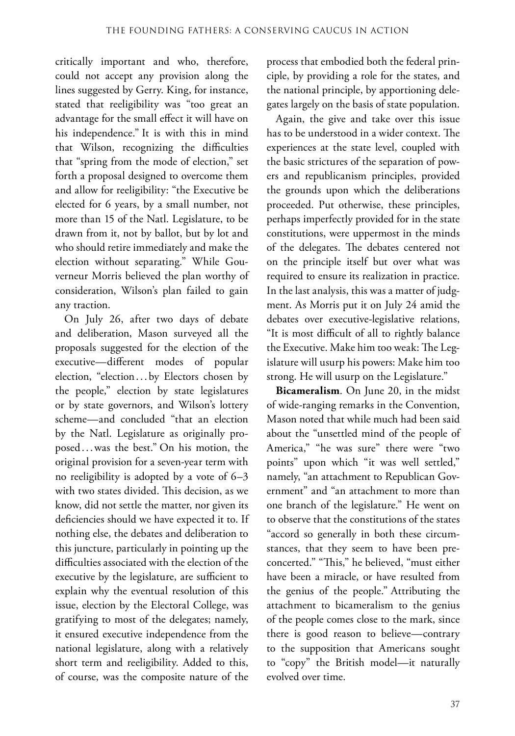critically important and who, therefore, could not accept any provision along the lines suggested by Gerry. King, for instance, stated that reeligibility was "too great an advantage for the small effect it will have on his independence." It is with this in mind that Wilson, recognizing the difficulties that "spring from the mode of election," set forth a proposal designed to overcome them and allow for reeligibility: "the Executive be elected for 6 years, by a small number, not more than 15 of the Natl. Legislature, to be drawn from it, not by ballot, but by lot and who should retire immediately and make the election without separating." While Gouverneur Morris believed the plan worthy of consideration, Wilson's plan failed to gain any traction.

On July 26, after two days of debate and deliberation, Mason surveyed all the proposals suggested for the election of the executive—different modes of popular election, "election . . . by Electors chosen by the people," election by state legislatures or by state governors, and Wilson's lottery scheme—and concluded "that an election by the Natl. Legislature as originally proposed . . . was the best." On his motion, the original provision for a seven-year term with no reeligibility is adopted by a vote of 6–3 with two states divided. This decision, as we know, did not settle the matter, nor given its deficiencies should we have expected it to. If nothing else, the debates and deliberation to this juncture, particularly in pointing up the difficulties associated with the election of the executive by the legislature, are sufficient to explain why the eventual resolution of this issue, election by the Electoral College, was gratifying to most of the delegates; namely, it ensured executive independence from the national legislature, along with a relatively short term and reeligibility. Added to this, of course, was the composite nature of the process that embodied both the federal principle, by providing a role for the states, and the national principle, by apportioning delegates largely on the basis of state population.

Again, the give and take over this issue has to be understood in a wider context. The experiences at the state level, coupled with the basic strictures of the separation of powers and republicanism principles, provided the grounds upon which the deliberations proceeded. Put otherwise, these principles, perhaps imperfectly provided for in the state constitutions, were uppermost in the minds of the delegates. The debates centered not on the principle itself but over what was required to ensure its realization in practice. In the last analysis, this was a matter of judgment. As Morris put it on July 24 amid the debates over executive-legislative relations, "It is most difficult of all to rightly balance the Executive. Make him too weak: The Legislature will usurp his powers: Make him too strong. He will usurp on the Legislature."

**Bicameralism**. On June 20, in the midst of wide-ranging remarks in the Convention, Mason noted that while much had been said about the "unsettled mind of the people of America," "he was sure" there were "two points" upon which "it was well settled," namely, "an attachment to Republican Government" and "an attachment to more than one branch of the legislature." He went on to observe that the constitutions of the states "accord so generally in both these circumstances, that they seem to have been preconcerted." "This," he believed, "must either have been a miracle, or have resulted from the genius of the people." Attributing the attachment to bicameralism to the genius of the people comes close to the mark, since there is good reason to believe—contrary to the supposition that Americans sought to "copy" the British model—it naturally evolved over time.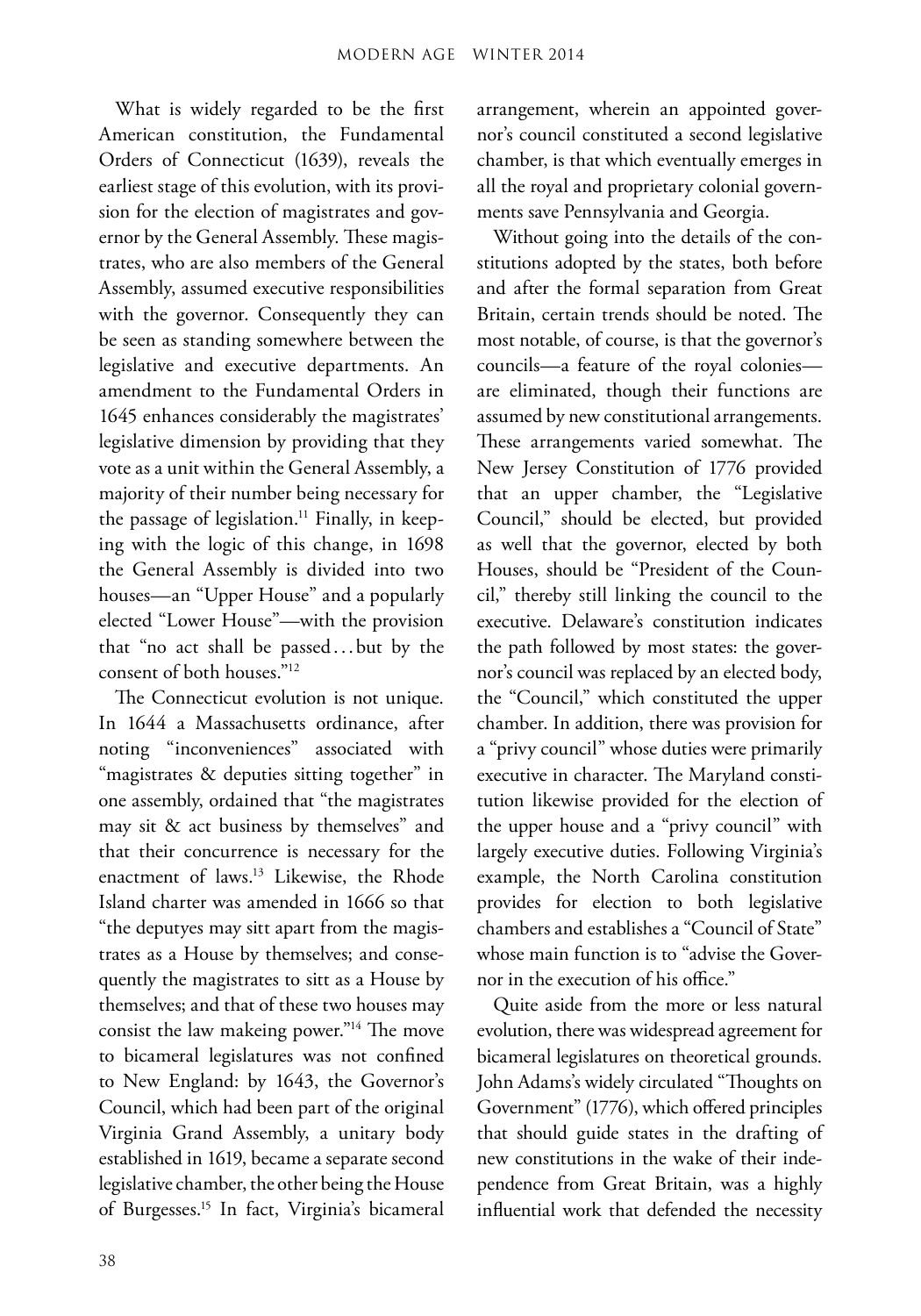What is widely regarded to be the first American constitution, the Fundamental Orders of Connecticut (1639), reveals the earliest stage of this evolution, with its provision for the election of magistrates and governor by the General Assembly. These magistrates, who are also members of the General Assembly, assumed executive responsibilities with the governor. Consequently they can be seen as standing somewhere between the legislative and executive departments. An amendment to the Fundamental Orders in 1645 enhances considerably the magistrates' legislative dimension by providing that they vote as a unit within the General Assembly, a majority of their number being necessary for the passage of legislation.[11] Finally, in keeping with the logic of this change, in 1698 the General Assembly is divided into two houses—an "Upper House" and a popularly elected "Lower House"—with the provision that "no act shall be passed . . . but by the consent of both houses."[12]

The Connecticut evolution is not unique. In 1644 a Massachusetts ordinance, after noting "inconveniences" associated with "magistrates & deputies sitting together" in one assembly, ordained that "the magistrates may sit & act business by themselves" and that their concurrence is necessary for the enactment of laws.[13] Likewise, the Rhode Island charter was amended in 1666 so that "the deputyes may sitt apart from the magistrates as a House by themselves; and consequently the magistrates to sitt as a House by themselves; and that of these two houses may consist the law makeing power."[14] The move to bicameral legislatures was not confined to New England: by 1643, the Governor's Council, which had been part of the original Virginia Grand Assembly, a unitary body established in 1619, became a separate second legislative chamber, the other being the House of Burgesses.[15] In fact, Virginia's bicameral arrangement, wherein an appointed governor's council constituted a second legislative chamber, is that which eventually emerges in all the royal and proprietary colonial governments save Pennsylvania and Georgia.

Without going into the details of the constitutions adopted by the states, both before and after the formal separation from Great Britain, certain trends should be noted. The most notable, of course, is that the governor's councils—a feature of the royal colonies—are eliminated, though their functions are assumed by new constitutional arrangements. These arrangements varied somewhat. The New Jersey Constitution of 1776 provided that an upper chamber, the "Legislative Council," should be elected, but provided as well that the governor, elected by both Houses, should be "President of the Council," thereby still linking the council to the executive. Delaware's constitution indicates the path followed by most states: the governor's council was replaced by an elected body, the "Council," which constituted the upper chamber. In addition, there was provision for a "privy council" whose duties were primarily executive in character. The Maryland constitution likewise provided for the election of the upper house and a "privy council" with largely executive duties. Following Virginia's example, the North Carolina constitution provides for election to both legislative chambers and establishes a "Council of State" whose main function is to "advise the Governor in the execution of his office."

Quite aside from the more or less natural evolution, there was widespread agreement for bicameral legislatures on theoretical grounds. John Adams's widely circulated "Thoughts on Government" (1776), which offered principles that should guide states in the drafting of new constitutions in the wake of their independence from Great Britain, was a highly influential work that defended the necessity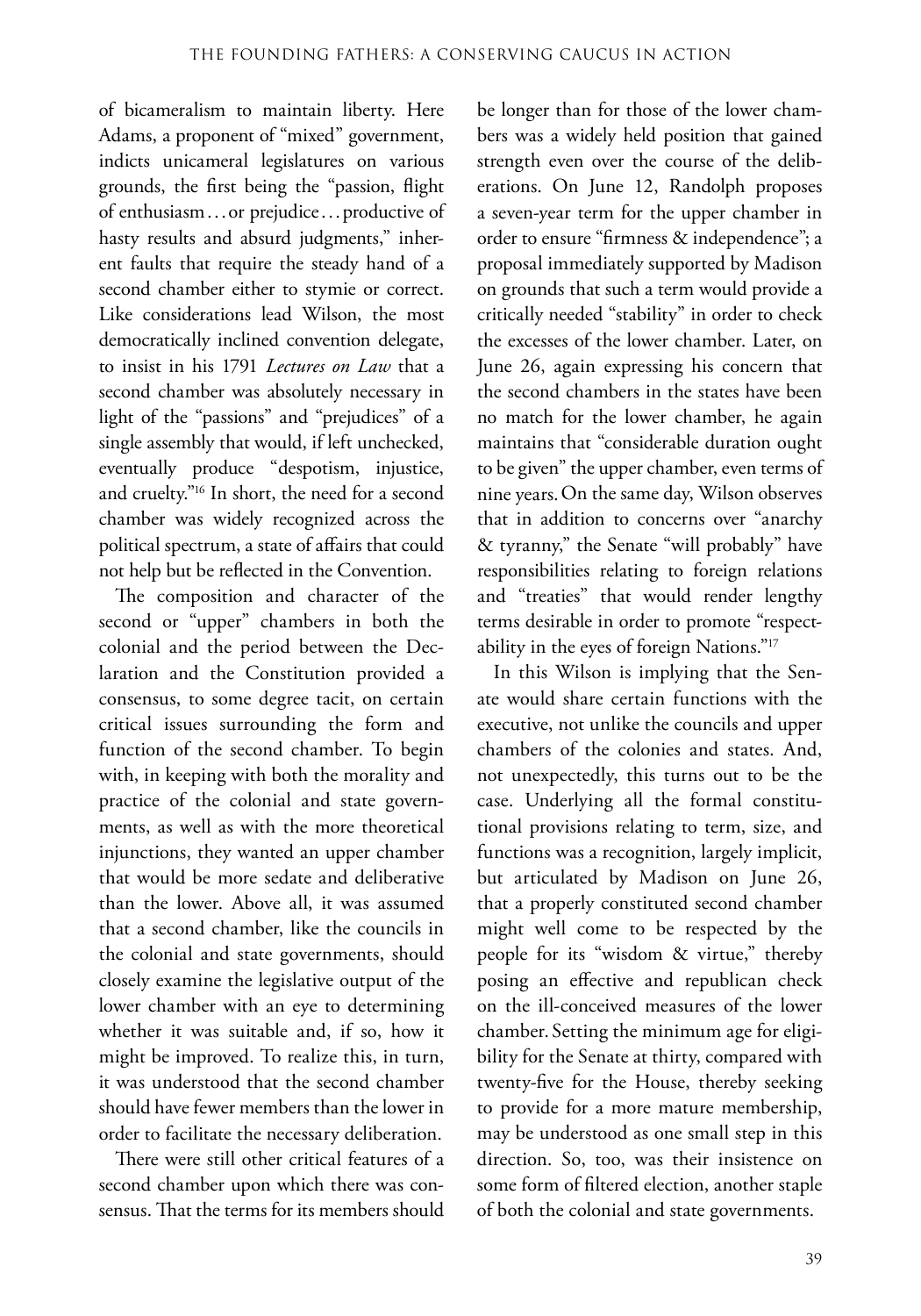of bicameralism to maintain liberty. Here Adams, a proponent of "mixed" government, indicts unicameral legislatures on various grounds, the first being the "passion, flight of enthusiasm . . . or prejudice . . . productive of hasty results and absurd judgments," inherent faults that require the steady hand of a second chamber either to stymie or correct. Like considerations lead Wilson, the most democratically inclined convention delegate, to insist in his 1791 *Lectures on Law* that a second chamber was absolutely necessary in light of the "passions" and "prejudices" of a single assembly that would, if left unchecked, eventually produce "despotism, injustice, and cruelty."[16] In short, the need for a second chamber was widely recognized across the political spectrum, a state of affairs that could not help but be reflected in the Convention.

The composition and character of the second or "upper" chambers in both the colonial and the period between the Declaration and the Constitution provided a consensus, to some degree tacit, on certain critical issues surrounding the form and function of the second chamber. To begin with, in keeping with both the morality and practice of the colonial and state governments, as well as with the more theoretical injunctions, they wanted an upper chamber that would be more sedate and deliberative than the lower. Above all, it was assumed that a second chamber, like the councils in the colonial and state governments, should closely examine the legislative output of the lower chamber with an eye to determining whether it was suitable and, if so, how it might be improved. To realize this, in turn, it was understood that the second chamber should have fewer members than the lower in order to facilitate the necessary deliberation.

There were still other critical features of a second chamber upon which there was consensus. That the terms for its members should be longer than for those of the lower chambers was a widely held position that gained strength even over the course of the deliberations. On June 12, Randolph proposes a seven-year term for the upper chamber in order to ensure "firmness & independence"; a proposal immediately supported by Madison on grounds that such a term would provide a critically needed "stability" in order to check the excesses of the lower chamber. Later, on June 26, again expressing his concern that the second chambers in the states have been no match for the lower chamber, he again maintains that "considerable duration ought to be given" the upper chamber, even terms of nine years. On the same day, Wilson observes that in addition to concerns over "anarchy & tyranny," the Senate "will probably" have responsibilities relating to foreign relations and "treaties" that would render lengthy terms desirable in order to promote "respectability in the eyes of foreign Nations."[17]

In this Wilson is implying that the Senate would share certain functions with the executive, not unlike the councils and upper chambers of the colonies and states. And, not unexpectedly, this turns out to be the case. Underlying all the formal constitutional provisions relating to term, size, and functions was a recognition, largely implicit, but articulated by Madison on June 26, that a properly constituted second chamber might well come to be respected by the people for its "wisdom & virtue," thereby posing an effective and republican check on the ill-conceived measures of the lower chamber. Setting the minimum age for eligibility for the Senate at thirty, compared with twenty-five for the House, thereby seeking to provide for a more mature membership, may be understood as one small step in this direction. So, too, was their insistence on some form of filtered election, another staple of both the colonial and state governments.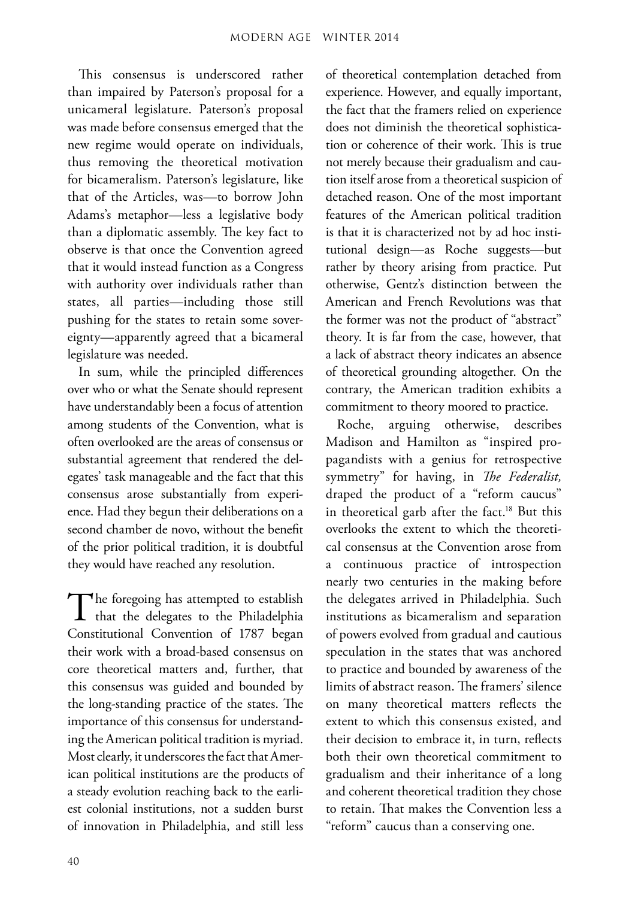This consensus is underscored rather than impaired by Paterson's proposal for a unicameral legislature. Paterson's proposal was made before consensus emerged that the new regime would operate on individuals, thus removing the theoretical motivation for bicameralism. Paterson's legislature, like that of the Articles, was—to borrow John Adams's metaphor—less a legislative body than a diplomatic assembly. The key fact to observe is that once the Convention agreed that it would instead function as a Congress with authority over individuals rather than states, all parties—including those still pushing for the states to retain some sovereignty—apparently agreed that a bicameral legislature was needed.

In sum, while the principled differences over who or what the Senate should represent have understandably been a focus of attention among students of the Convention, what is often overlooked are the areas of consensus or substantial agreement that rendered the delegates' task manageable and the fact that this consensus arose substantially from experience. Had they begun their deliberations on a second chamber de novo, without the benefit of the prior political tradition, it is doubtful they would have reached any resolution.

The foregoing has attempted to establish that the delegates to the Philadelphia Constitutional Convention of 1787 began their work with a broad-based consensus on core theoretical matters and, further, that this consensus was guided and bounded by the long-standing practice of the states. The importance of this consensus for understanding the American political tradition is myriad. Most clearly, it underscores the fact that American political institutions are the products of a steady evolution reaching back to the earliest colonial institutions, not a sudden burst of innovation in Philadelphia, and still less of theoretical contemplation detached from experience. However, and equally important, the fact that the framers relied on experience does not diminish the theoretical sophistication or coherence of their work. This is true not merely because their gradualism and caution itself arose from a theoretical suspicion of detached reason. One of the most important features of the American political tradition is that it is characterized not by ad hoc institutional design—as Roche suggests—but rather by theory arising from practice. Put otherwise, Gentz's distinction between the American and French Revolutions was that the former was not the product of "abstract" theory. It is far from the case, however, that a lack of abstract theory indicates an absence of theoretical grounding altogether. On the contrary, the American tradition exhibits a commitment to theory moored to practice.

Roche, arguing otherwise, describes Madison and Hamilton as "inspired propagandists with a genius for retrospective symmetry" for having, in *The Federalist,* draped the product of a "reform caucus" in theoretical garb after the fact.[18] But this overlooks the extent to which the theoretical consensus at the Convention arose from a continuous practice of introspection nearly two centuries in the making before the delegates arrived in Philadelphia. Such institutions as bicameralism and separation of powers evolved from gradual and cautious speculation in the states that was anchored to practice and bounded by awareness of the limits of abstract reason. The framers' silence on many theoretical matters reflects the extent to which this consensus existed, and their decision to embrace it, in turn, reflects both their own theoretical commitment to gradualism and their inheritance of a long and coherent theoretical tradition they chose to retain. That makes the Convention less a "reform" caucus than a conserving one.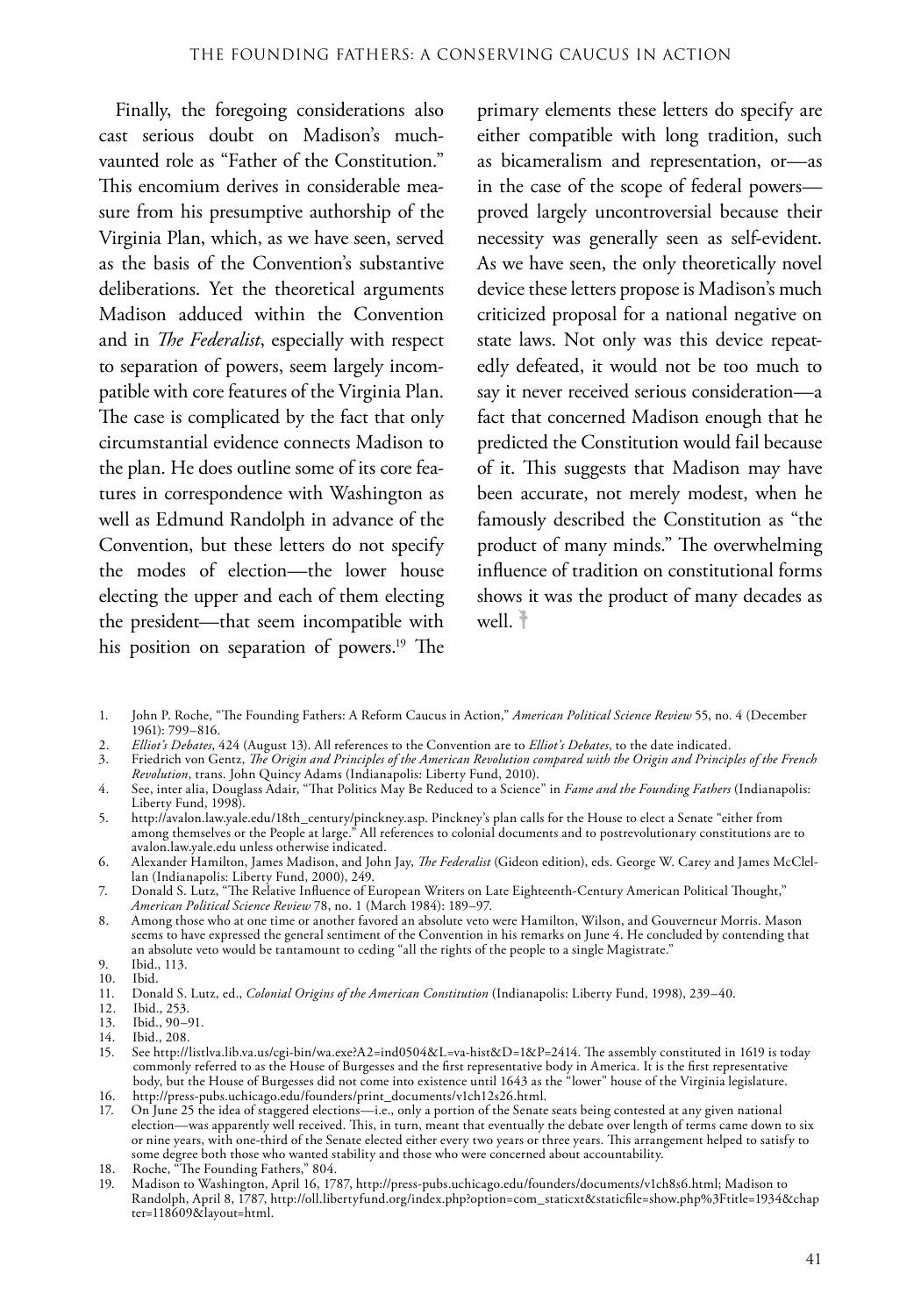Finally, the foregoing considerations also cast serious doubt on Madison's much-vaunted role as "Father of the Constitution." This encomium derives in considerable measure from his presumptive authorship of the Virginia Plan, which, as we have seen, served as the basis of the Convention's substantive deliberations. Yet the theoretical arguments Madison adduced within the Convention and in *The Federalist*, especially with respect to separation of powers, seem largely incompatible with core features of the Virginia Plan. The case is complicated by the fact that only circumstantial evidence connects Madison to the plan. He does outline some of its core features in correspondence with Washington as well as Edmund Randolph in advance of the Convention, but these letters do not specify the modes of election—the lower house electing the upper and each of them electing the president—that seem incompatible with his position on separation of powers.[19] The primary elements these letters do specify are either compatible with long tradition, such as bicameralism and representation, or—as in the case of the scope of federal powers—proved largely uncontroversial because their necessity was generally seen as self-evident. As we have seen, the only theoretically novel device these letters propose is Madison's much criticized proposal for a national negative on state laws. Not only was this device repeatedly defeated, it would not be too much to say it never received serious consideration—a fact that concerned Madison enough that he predicted the Constitution would fail because of it. This suggests that Madison may have been accurate, not merely modest, when he famously described the Constitution as "the product of many minds." The overwhelming influence of tradition on constitutional forms shows it was the product of many decades as well.

1. John P. Roche, "The Founding Fathers: A Reform Caucus in Action," *American Political Science Review* 55, no. 4 (December 1961): 799–816.
2. *Elliot's Debates*, 424 (August 13). All references to the Convention are to *Elliot's Debates*, to the date indicated.
3. Friedrich von Gentz, *The Origin and Principles of the American Revolution compared with the Origin and Principles of the French Revolution*, trans. John Quincy Adams (Indianapolis: Liberty Fund, 2010).
4. See, inter alia, Douglass Adair, "That Politics May Be Reduced to a Science" in *Fame and the Founding Fathers* (Indianapolis: Liberty Fund, 1998).
5. http://avalon.law.yale.edu/18th_century/pinckney.asp. Pinckney's plan calls for the House to elect a Senate "either from among themselves or the People at large." All references to colonial documents and to postrevolutionary constitutions are to avalon.law.yale.edu unless otherwise indicated.
6. Alexander Hamilton, James Madison, and John Jay, *The Federalist* (Gideon edition), eds. George W. Carey and James McClellan (Indianapolis: Liberty Fund, 2000), 249.
7. Donald S. Lutz, "The Relative Influence of European Writers on Late Eighteenth-Century American Political Thought," *American Political Science Review* 78, no. 1 (March 1984): 189–97.
8. Among those who at one time or another favored an absolute veto were Hamilton, Wilson, and Gouverneur Morris. Mason seems to have expressed the general sentiment of the Convention in his remarks on June 4. He concluded by contending that an absolute veto would be tantamount to ceding "all the rights of the people to a single Magistrate."
9. Ibid., 113.
10. Ibid.
11. Donald S. Lutz, ed., *Colonial Origins of the American Constitution* (Indianapolis: Liberty Fund, 1998), 239–40.
12. Ibid., 253.
13. Ibid., 90–91.
14. Ibid., 208.
15. See http://listlva.lib.va.us/cgi-bin/wa.exe?A2=ind0504&L=va-hist&D=1&P=2414. The assembly constituted in 1619 is today commonly referred to as the House of Burgesses and the first representative body in America. It is the first representative body, but the House of Burgesses did not come into existence until 1643 as the "lower" house of the Virginia legislature.
16. http://press-pubs.uchicago.edu/founders/print_documents/v1ch12s26.html.
17. On June 25 the idea of staggered elections—i.e., only a portion of the Senate seats being contested at any given national election—was apparently well received. This, in turn, meant that eventually the debate over length of terms came down to six or nine years, with one-third of the Senate elected either every two years or three years. This arrangement helped to satisfy to some degree both those who wanted stability and those who were concerned about accountability.
18. Roche, "The Founding Fathers," 804.
19. Madison to Washington, April 16, 1787, http://press-pubs.uchicago.edu/founders/documents/v1ch8s6.html; Madison to Randolph, April 8, 1787, http://oll.libertyfund.org/index.php?option=com_staticxt&staticfile=show.php%3Ftitle=1934&chapter=118609&layout=html.